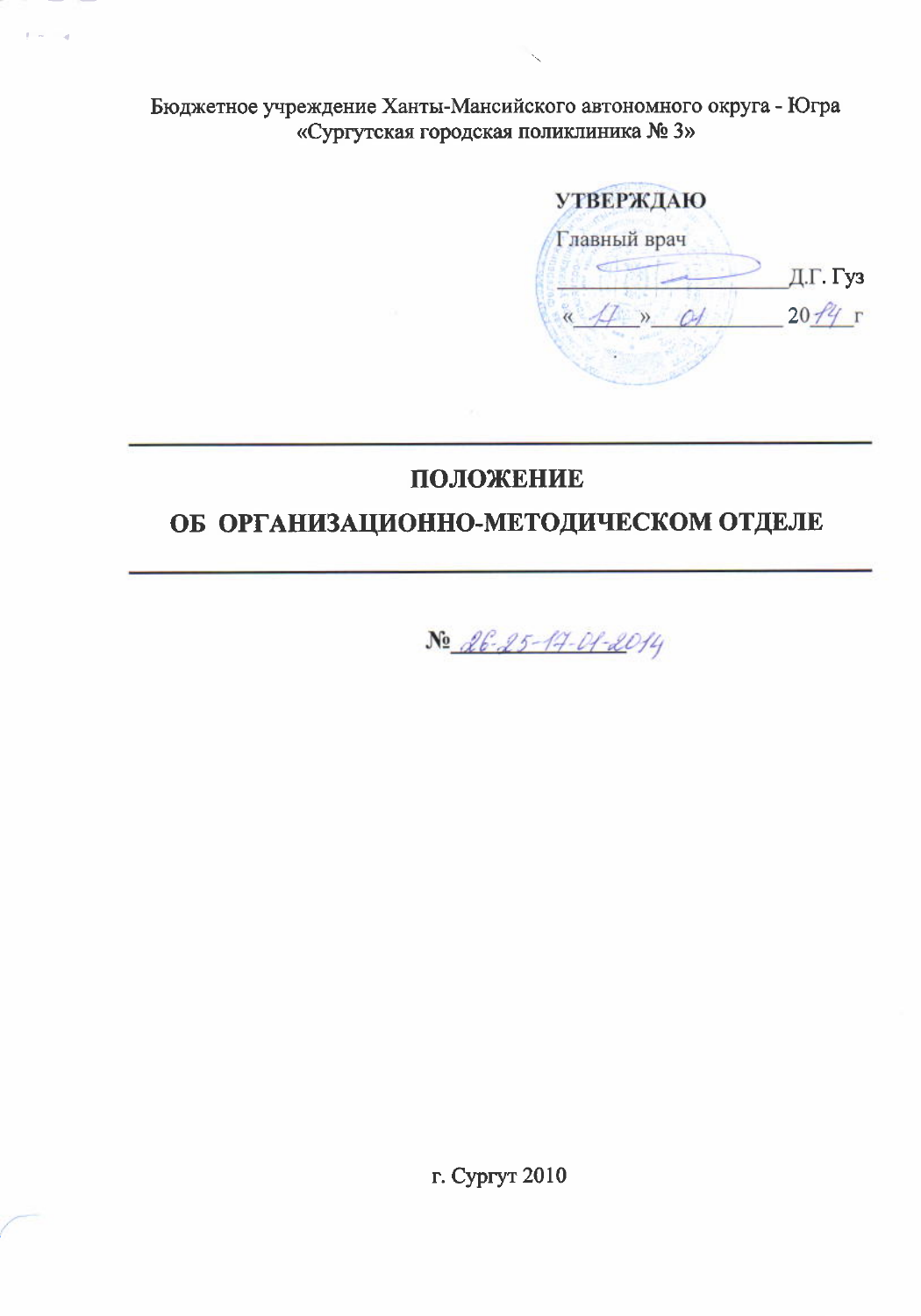Бюджетное учреждение Ханты-Мансийского автономного округа - Югра
«Сургутская городская поликлиника № 3»

**УТВЕРЖДАЮ**

Главный врач

_______________Д.Г. Гуз

« 17 » 01 2014 г

# ПОЛОЖЕНИЕ

## ОБ ОРГАНИЗАЦИОННО-МЕТОДИЧЕСКОМ ОТДЕЛЕ

№ 26-25-17-01-2014

г. Сургут 2010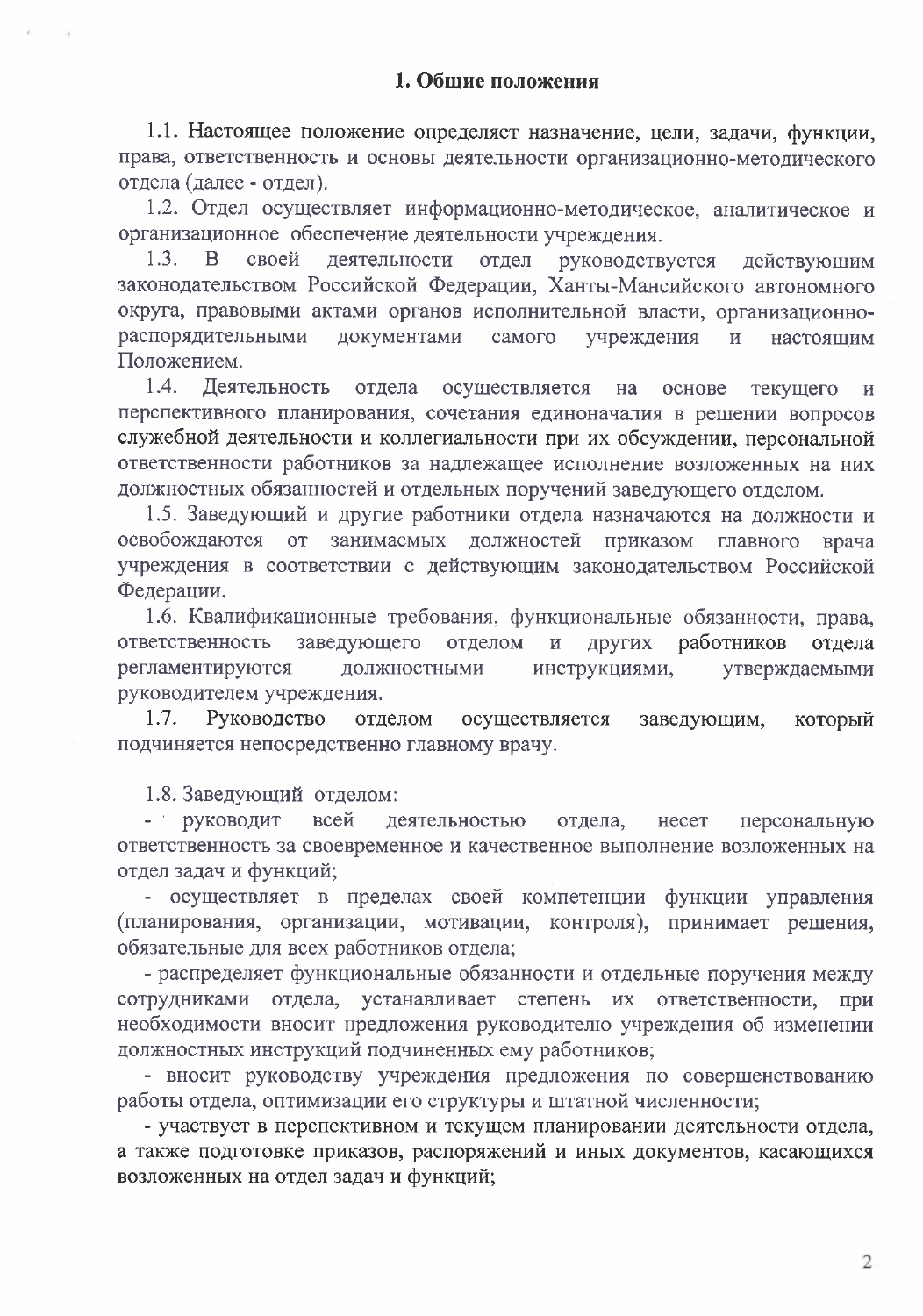## 1. Общие положения

1.1. Настоящее положение определяет назначение, цели, задачи, функции, права, ответственность и основы деятельности организационно-методического отдела (далее - отдел).

1.2. Отдел осуществляет информационно-методическое, аналитическое и организационное обеспечение деятельности учреждения.

1.3. В своей деятельности отдел руководствуется действующим законодательством Российской Федерации, Ханты-Мансийского автономного округа, правовыми актами органов исполнительной власти, организационно-распорядительными документами самого учреждения и настоящим Положением.

1.4. Деятельность отдела осуществляется на основе текущего и перспективного планирования, сочетания единоначалия в решении вопросов служебной деятельности и коллегиальности при их обсуждении, персональной ответственности работников за надлежащее исполнение возложенных на них должностных обязанностей и отдельных поручений заведующего отделом.

1.5. Заведующий и другие работники отдела назначаются на должности и освобождаются от занимаемых должностей приказом главного врача учреждения в соответствии с действующим законодательством Российской Федерации.

1.6. Квалификационные требования, функциональные обязанности, права, ответственность заведующего отделом и других работников отдела регламентируются должностными инструкциями, утверждаемыми руководителем учреждения.

1.7. Руководство отделом осуществляется заведующим, который подчиняется непосредственно главному врачу.

1.8. Заведующий отделом:

- руководит всей деятельностью отдела, несет персональную ответственность за своевременное и качественное выполнение возложенных на отдел задач и функций;
- осуществляет в пределах своей компетенции функции управления (планирования, организации, мотивации, контроля), принимает решения, обязательные для всех работников отдела;
- распределяет функциональные обязанности и отдельные поручения между сотрудниками отдела, устанавливает степень их ответственности, при необходимости вносит предложения руководителю учреждения об изменении должностных инструкций подчиненных ему работников;
- вносит руководству учреждения предложения по совершенствованию работы отдела, оптимизации его структуры и штатной численности;
- участвует в перспективном и текущем планировании деятельности отдела, а также подготовке приказов, распоряжений и иных документов, касающихся возложенных на отдел задач и функций;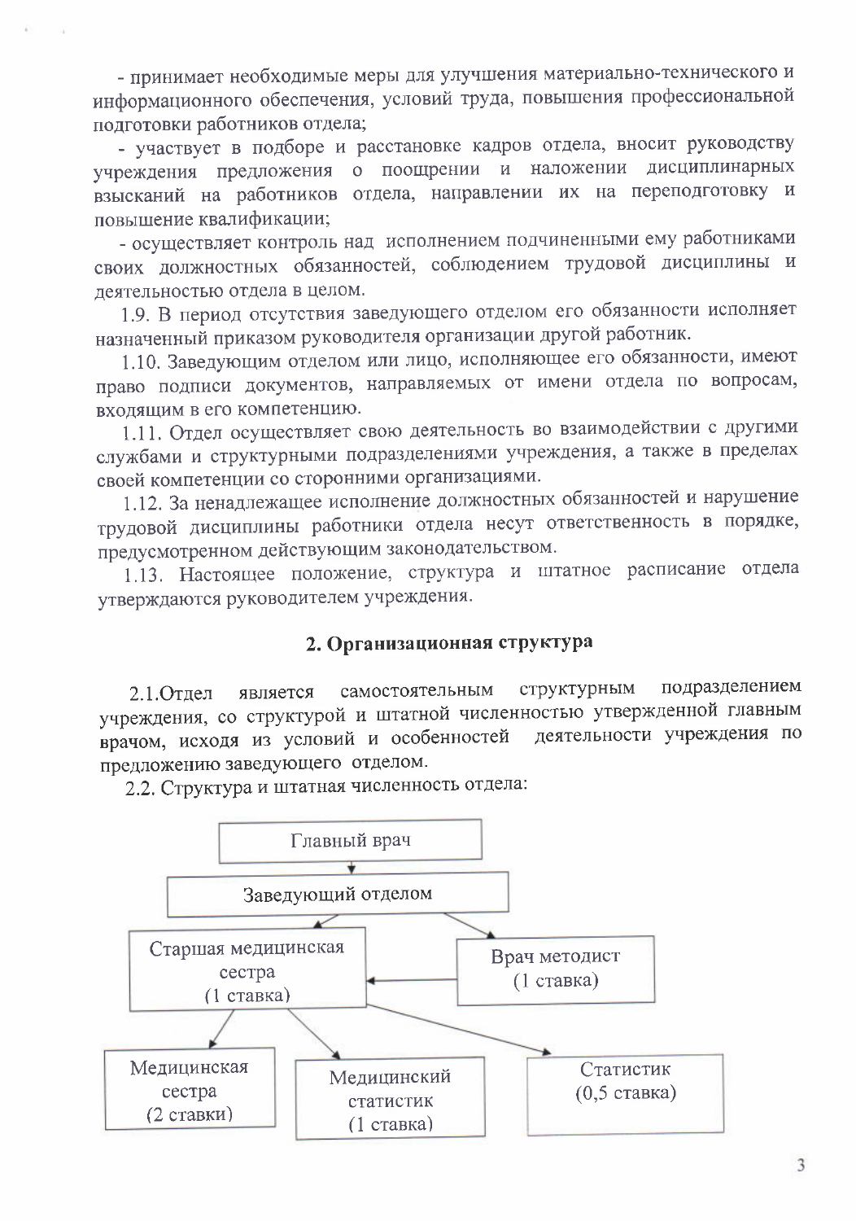- принимает необходимые меры для улучшения материально-технического и информационного обеспечения, условий труда, повышения профессиональной подготовки работников отдела;

- участвует в подборе и расстановке кадров отдела, вносит руководству учреждения предложения о поощрении и наложении дисциплинарных взысканий на работников отдела, направлении их на переподготовку и повышение квалификации;

- осуществляет контроль над исполнением подчиненными ему работниками своих должностных обязанностей, соблюдением трудовой дисциплины и деятельностью отдела в целом.

1.9. В период отсутствия заведующего отделом его обязанности исполняет назначенный приказом руководителя организации другой работник.

1.10. Заведующим отделом или лицо, исполняющее его обязанности, имеют право подписи документов, направляемых от имени отдела по вопросам, входящим в его компетенцию.

1.11. Отдел осуществляет свою деятельность во взаимодействии с другими службами и структурными подразделениями учреждения, а также в пределах своей компетенции со сторонними организациями.

1.12. За ненадлежащее исполнение должностных обязанностей и нарушение трудовой дисциплины работники отдела несут ответственность в порядке, предусмотренном действующим законодательством.

1.13. Настоящее положение, структура и штатное расписание отдела утверждаются руководителем учреждения.

## 2. Организационная структура

2.1.Отдел является самостоятельным структурным подразделением учреждения, со структурой и штатной численностью утвержденной главным врачом, исходя из условий и особенностей деятельности учреждения по предложению заведующего отделом.

2.2. Структура и штатная численность отдела:

- Главный врач
  - Заведующий отделом
    - Старшая медицинская сестра (1 ставка)
      - Медицинская сестра (2 ставки)
      - Медицинский статистик (1 ставка)
      - Статистик (0,5 ставка)
    - Врач методист (1 ставка) → Старшая медицинская сестра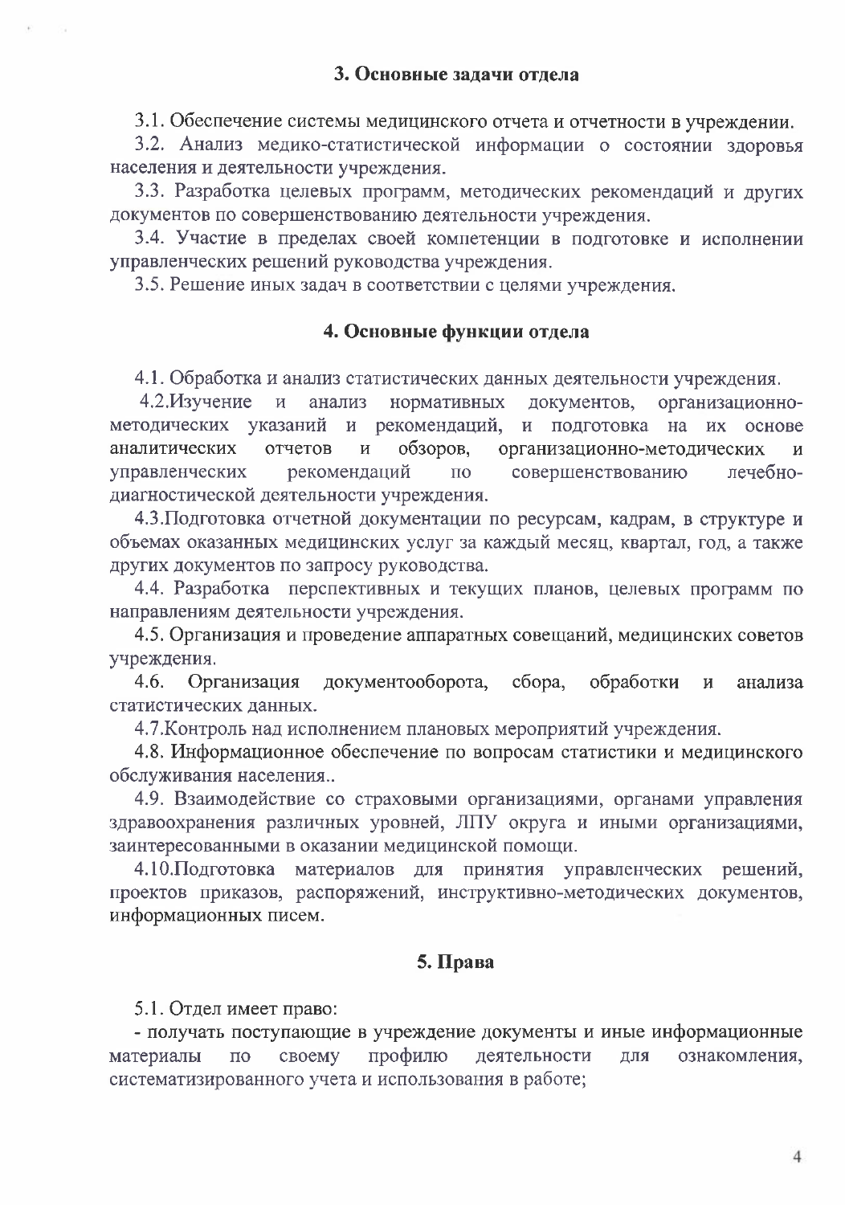## 3. Основные задачи отдела

3.1. Обеспечение системы медицинского отчета и отчетности в учреждении.

3.2. Анализ медико-статистической информации о состоянии здоровья населения и деятельности учреждения.

3.3. Разработка целевых программ, методических рекомендаций и других документов по совершенствованию деятельности учреждения.

3.4. Участие в пределах своей компетенции в подготовке и исполнении управленческих решений руководства учреждения.

3.5. Решение иных задач в соответствии с целями учреждения.

## 4. Основные функции отдела

4.1. Обработка и анализ статистических данных деятельности учреждения.

4.2.Изучение и анализ нормативных документов, организационно-методических указаний и рекомендаций, и подготовка на их основе аналитических отчетов и обзоров, организационно-методических и управленческих рекомендаций по совершенствованию лечебно-диагностической деятельности учреждения.

4.3.Подготовка отчетной документации по ресурсам, кадрам, в структуре и объемах оказанных медицинских услуг за каждый месяц, квартал, год, а также других документов по запросу руководства.

4.4. Разработка перспективных и текущих планов, целевых программ по направлениям деятельности учреждения.

4.5. Организация и проведение аппаратных совещаний, медицинских советов учреждения.

4.6. Организация документооборота, сбора, обработки и анализа статистических данных.

4.7.Контроль над исполнением плановых мероприятий учреждения.

4.8. Информационное обеспечение по вопросам статистики и медицинского обслуживания населения..

4.9. Взаимодействие со страховыми организациями, органами управления здравоохранения различных уровней, ЛПУ округа и иными организациями, заинтересованными в оказании медицинской помощи.

4.10.Подготовка материалов для принятия управленческих решений, проектов приказов, распоряжений, инструктивно-методических документов, информационных писем.

## 5. Права

5.1. Отдел имеет право:

- получать поступающие в учреждение документы и иные информационные материалы по своему профилю деятельности для ознакомления, систематизированного учета и использования в работе;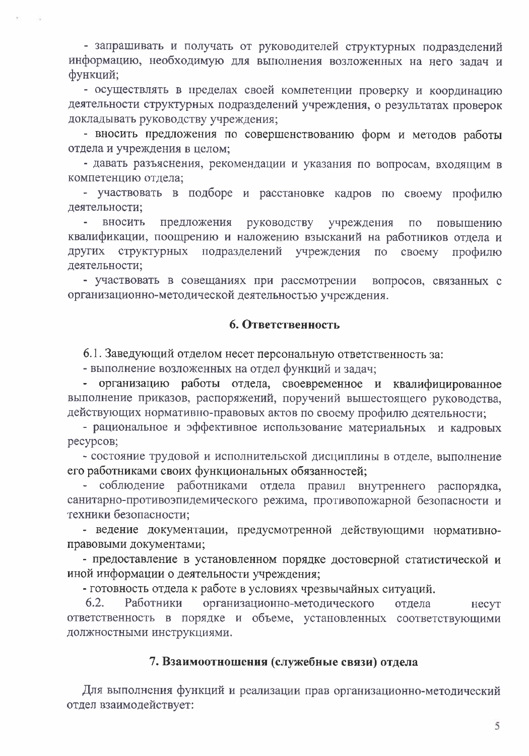- запрашивать и получать от руководителей структурных подразделений информацию, необходимую для выполнения возложенных на него задач и функций;
- осуществлять в пределах своей компетенции проверку и координацию деятельности структурных подразделений учреждения, о результатах проверок докладывать руководству учреждения;
- вносить предложения по совершенствованию форм и методов работы отдела и учреждения в целом;
- давать разъяснения, рекомендации и указания по вопросам, входящим в компетенцию отдела;
- участвовать в подборе и расстановке кадров по своему профилю деятельности;
- вносить предложения руководству учреждения по повышению квалификации, поощрению и наложению взысканий на работников отдела и других структурных подразделений учреждения по своему профилю деятельности;
- участвовать в совещаниях при рассмотрении вопросов, связанных с организационно-методической деятельностью учреждения.

## 6. Ответственность

6.1. Заведующий отделом несет персональную ответственность за:

- выполнение возложенных на отдел функций и задач;
- организацию работы отдела, своевременное и квалифицированное выполнение приказов, распоряжений, поручений вышестоящего руководства, действующих нормативно-правовых актов по своему профилю деятельности;
- рациональное и эффективное использование материальных и кадровых ресурсов;
- состояние трудовой и исполнительской дисциплины в отделе, выполнение его работниками своих функциональных обязанностей;
- соблюдение работниками отдела правил внутреннего распорядка, санитарно-противоэпидемического режима, противопожарной безопасности и техники безопасности;
- ведение документации, предусмотренной действующими нормативно-правовыми документами;
- предоставление в установленном порядке достоверной статистической и иной информации о деятельности учреждения;
- готовность отдела к работе в условиях чрезвычайных ситуаций.

6.2. Работники организационно-методического отдела несут ответственность в порядке и объеме, установленных соответствующими должностными инструкциями.

## 7. Взаимоотношения (служебные связи) отдела

Для выполнения функций и реализации прав организационно-методический отдел взаимодействует: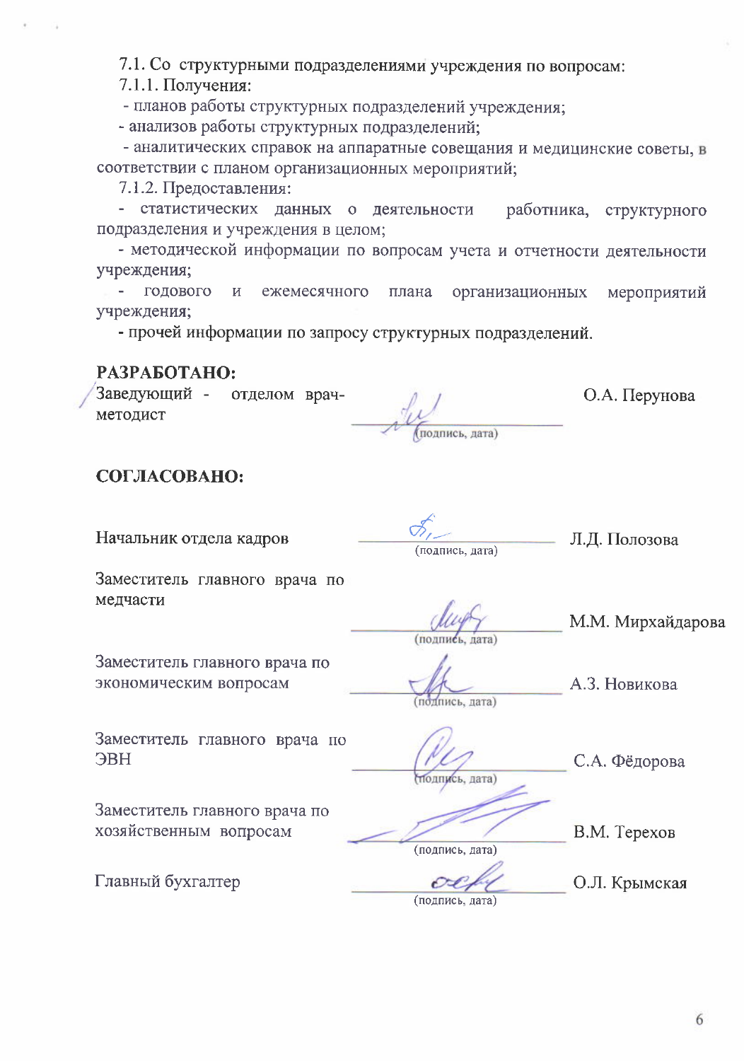7.1. Со структурными подразделениями учреждения по вопросам:

7.1.1. Получения:

- планов работы структурных подразделений учреждения;
- анализов работы структурных подразделений;
- аналитических справок на аппаратные совещания и медицинские советы, в соответствии с планом организационных мероприятий;

7.1.2. Предоставления:

- статистических данных о деятельности работника, структурного подразделения и учреждения в целом;
- методической информации по вопросам учета и отчетности деятельности учреждения;
- годового и ежемесячного плана организационных мероприятий учреждения;
- прочей информации по запросу структурных подразделений.

**РАЗРАБОТАНО:**

| | | |
|---|---|---|
| Заведующий - отделом врач-методист | (подпись, дата) | О.А. Перунова |

**СОГЛАСОВАНО:**

| | | |
|---|---|---|
| Начальник отдела кадров | (подпись, дата) | Л.Д. Полозова |
| Заместитель главного врача по медчасти | (подпись, дата) | М.М. Мирхайдарова |
| Заместитель главного врача по экономическим вопросам | (подпись, дата) | А.З. Новикова |
| Заместитель главного врача по ЭВН | (подпись, дата) | С.А. Фёдорова |
| Заместитель главного врача по хозяйственным вопросам | (подпись, дата) | В.М. Терехов |
| Главный бухгалтер | (подпись, дата) | О.Л. Крымская |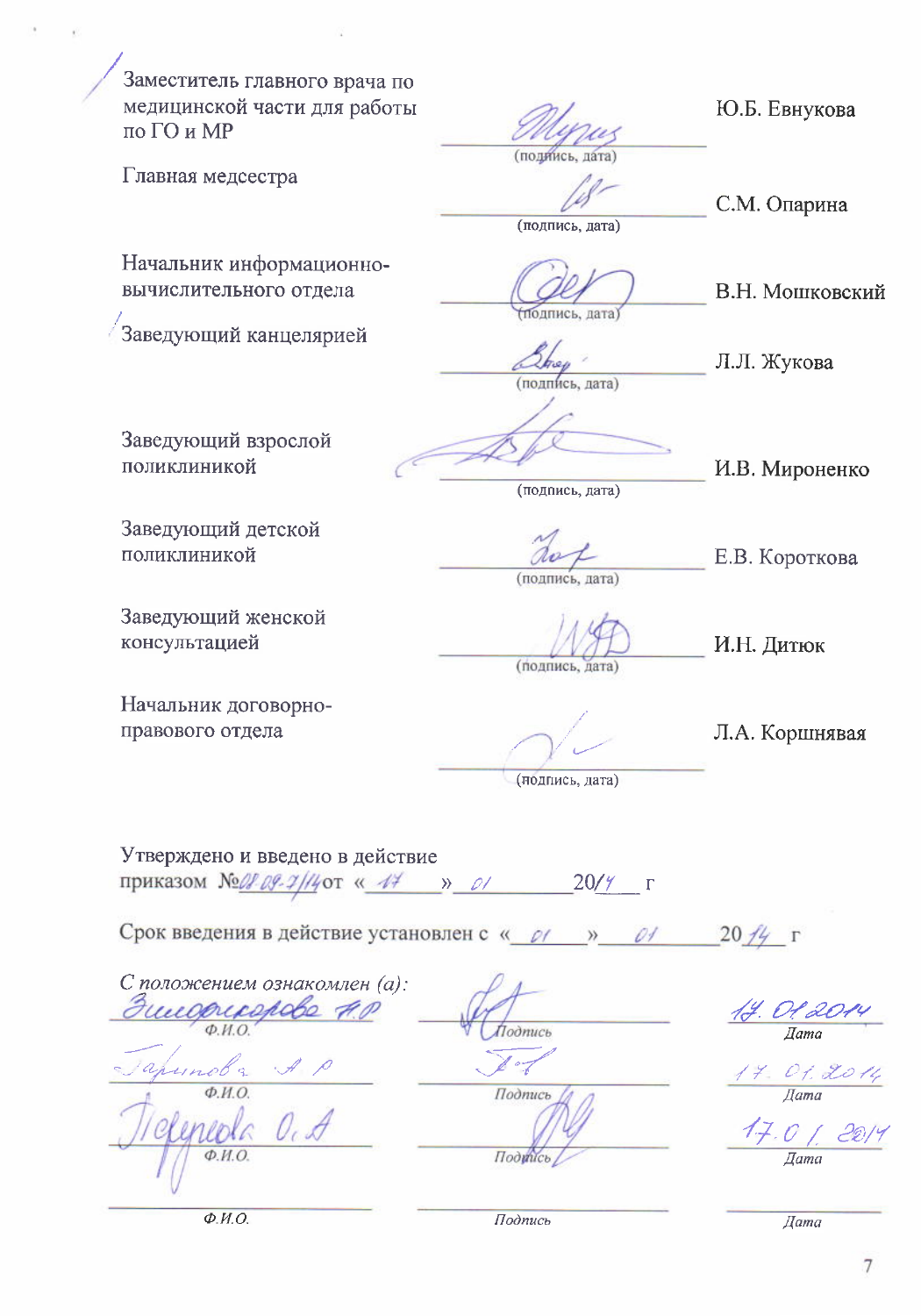| | | |
|---|---|---|
| Заместитель главного врача по медицинской части для работы по ГО и МР | (подпись, дата) | Ю.Б. Евнукова |
| Главная медсестра | (подпись, дата) | С.М. Опарина |
| Начальник информационно-вычислительного отдела | (подпись, дата) | В.Н. Мошковский |
| Заведующий канцелярией | (подпись, дата) | Л.Л. Жукова |
| Заведующий взрослой поликлиникой | (подпись, дата) | И.В. Мироненко |
| Заведующий детской поликлиникой | (подпись, дата) | Е.В. Короткова |
| Заведующий женской консультацией | (подпись, дата) | И.Н. Дитюк |
| Начальник договорно-правового отдела | (подпись, дата) | Л.А. Коршнявая |

Утверждено и введено в действие
приказом №01-09-7/14 от « 17 » 01 2014 г

Срок введения в действие установлен с « 01 » 01 2014 г

*С положением ознакомлен (а):*

| Ф.И.О. | Подпись | Дата |
|---|---|---|
| Зиновьева А.Р | | 17.01.2014 |
| Гарипова А.Р | | 17.01.2014 |
| Тереньева О.А | | 17.01.2014 |
| | | |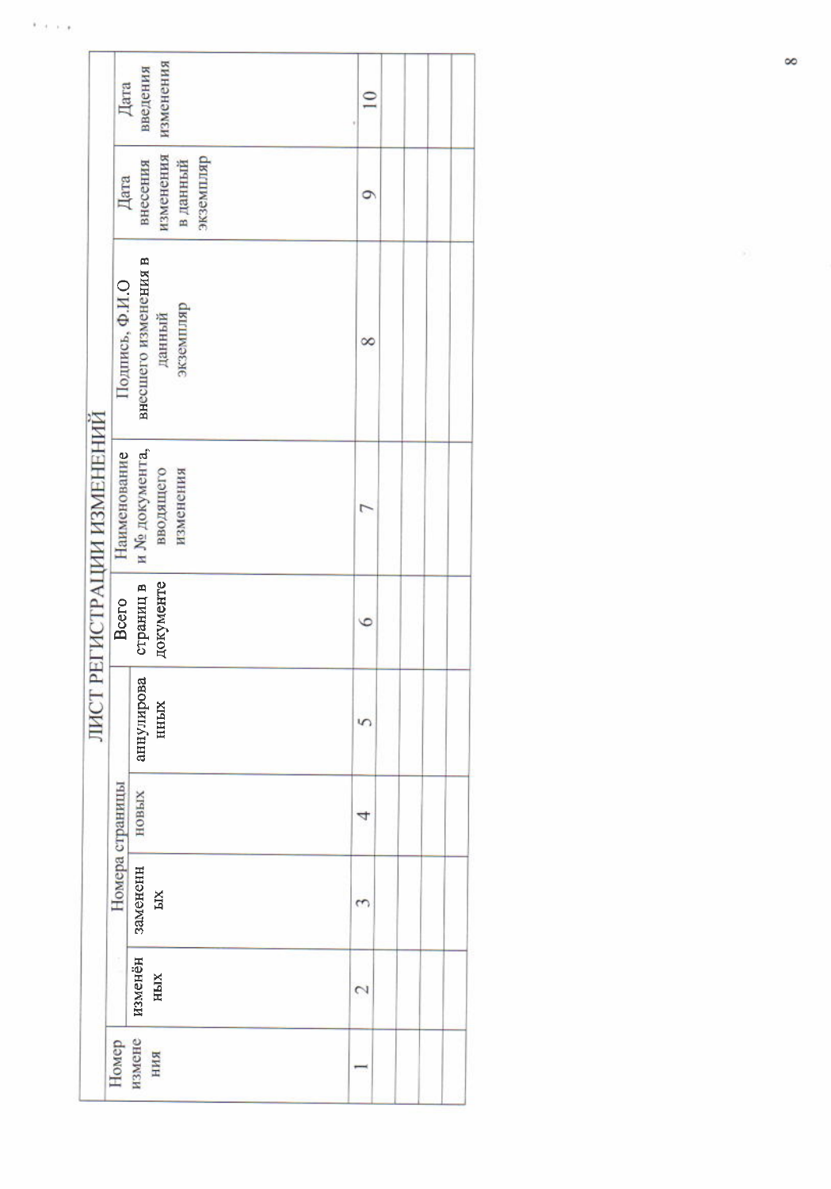# ЛИСТ РЕГИСТРАЦИИ ИЗМЕНЕНИЙ

| Номер изменения | Номера страницы | | | | Всего страниц в документе | Наименование и № документа, вводящего изменения | Подпись, Ф.И.О внесшего изменения в данный экземпляр | Дата внесения изменения в данный экземпляр | Дата введения изменения |
|---|---|---|---|---|---|---|---|---|---|
| | изменённых | замененных | новых | аннулированных | | | | | |
| 1 | 2 | 3 | 4 | 5 | 6 | 7 | 8 | 9 | 10 |
| | | | | | | | | | |
| | | | | | | | | | |
| | | | | | | | | | |
| | | | | | | | | | |